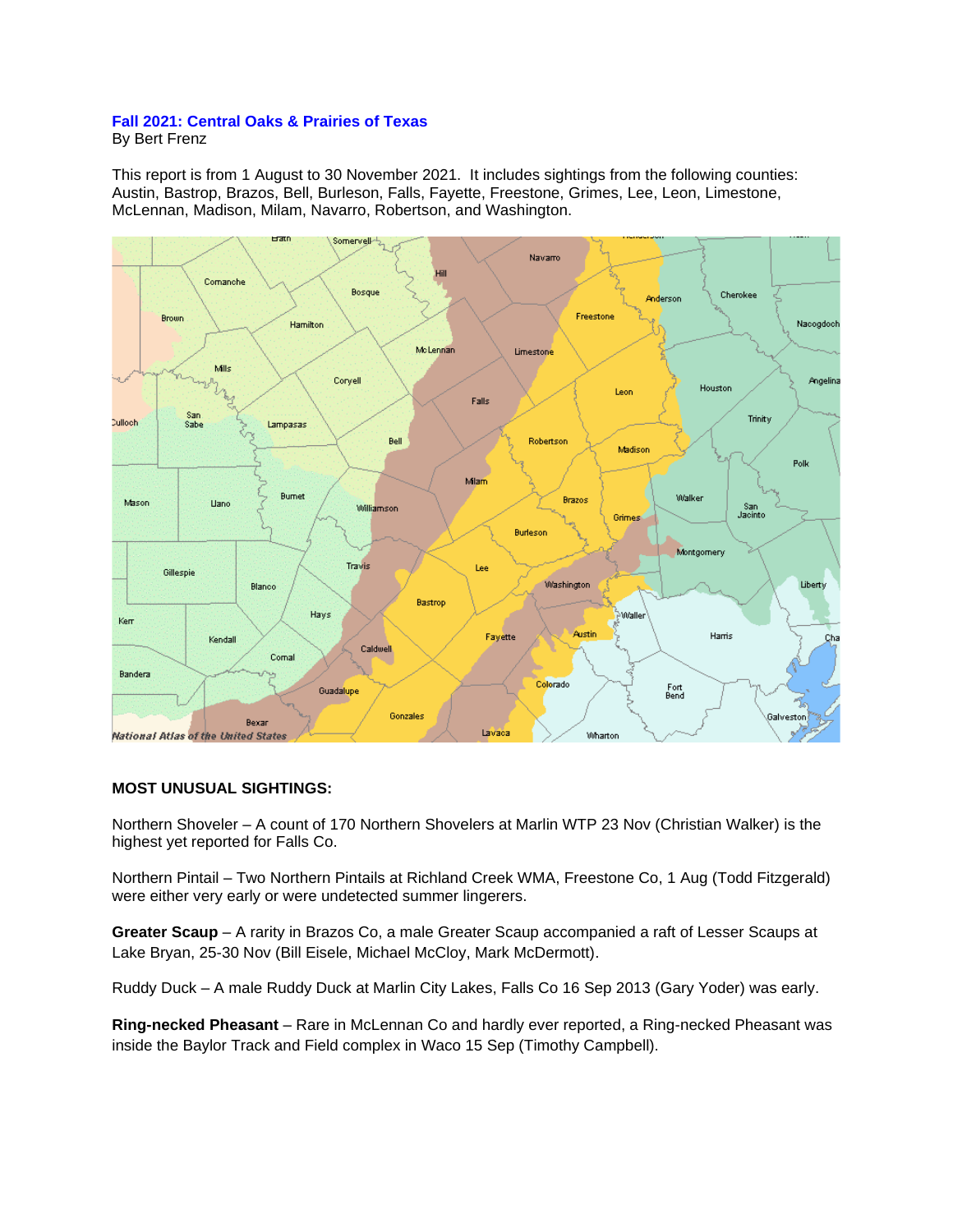# Fall 2021: Central Oaks & Prairies of Texas

By Bert Frenz

This report is from 1 August to 30 November 2021. It includes sightings from the following counties: Austin, Bastrop, Brazos, Bell, Burleson, Falls, Fayette, Freestone, Grimes, Lee, Leon, Limestone, McLennan, Madison, Milam, Navarro, Robertson, and Washington.

## MOST UNUSUAL SIGHTINGS:

Northern Shoveler – A count of 170 Northern Shovelers at Marlin WTP 23 Nov (Christian Walker) is the highest yet reported for Falls Co.

Northern Pintail – Two Northern Pintails at Richland Creek WMA, Freestone Co, 1 Aug (Todd Fitzgerald) were either very early or were undetected summer lingerers.

**Greater Scaup** – A rarity in Brazos Co, a male Greater Scaup accompanied a raft of Lesser Scaups at Lake Bryan, 25-30 Nov (Bill Eisele, Michael McCloy, Mark McDermott).

Ruddy Duck – A male Ruddy Duck at Marlin City Lakes, Falls Co 16 Sep 2013 (Gary Yoder) was early.

**Ring-necked Pheasant** – Rare in McLennan Co and hardly ever reported, a Ring-necked Pheasant was inside the Baylor Track and Field complex in Waco 15 Sep (Timothy Campbell).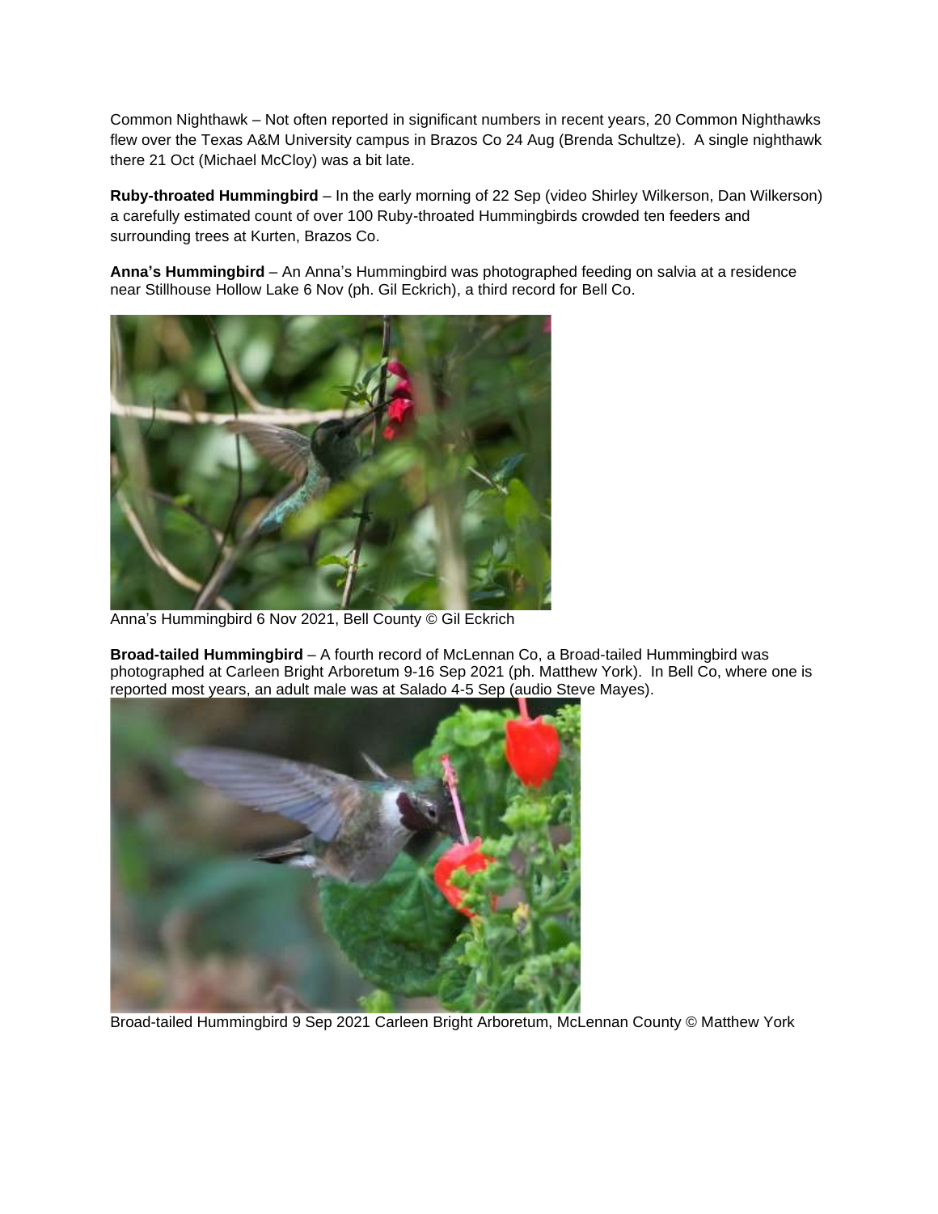Common Nighthawk – Not often reported in significant numbers in recent years, 20 Common Nighthawks flew over the Texas A&M University campus in Brazos Co 24 Aug (Brenda Schultze). A single nighthawk there 21 Oct (Michael McCloy) was a bit late.

**Ruby-throated Hummingbird** – In the early morning of 22 Sep (video Shirley Wilkerson, Dan Wilkerson) a carefully estimated count of over 100 Ruby-throated Hummingbirds crowded ten feeders and surrounding trees at Kurten, Brazos Co.

**Anna's Hummingbird** – An Anna's Hummingbird was photographed feeding on salvia at a residence near Stillhouse Hollow Lake 6 Nov (ph. Gil Eckrich), a third record for Bell Co.

Anna's Hummingbird 6 Nov 2021, Bell County © Gil Eckrich

**Broad-tailed Hummingbird** – A fourth record of McLennan Co, a Broad-tailed Hummingbird was photographed at Carleen Bright Arboretum 9-16 Sep 2021 (ph. Matthew York). In Bell Co, where one is reported most years, an adult male was at Salado 4-5 Sep (audio Steve Mayes).

Broad-tailed Hummingbird 9 Sep 2021 Carleen Bright Arboretum, McLennan County © Matthew York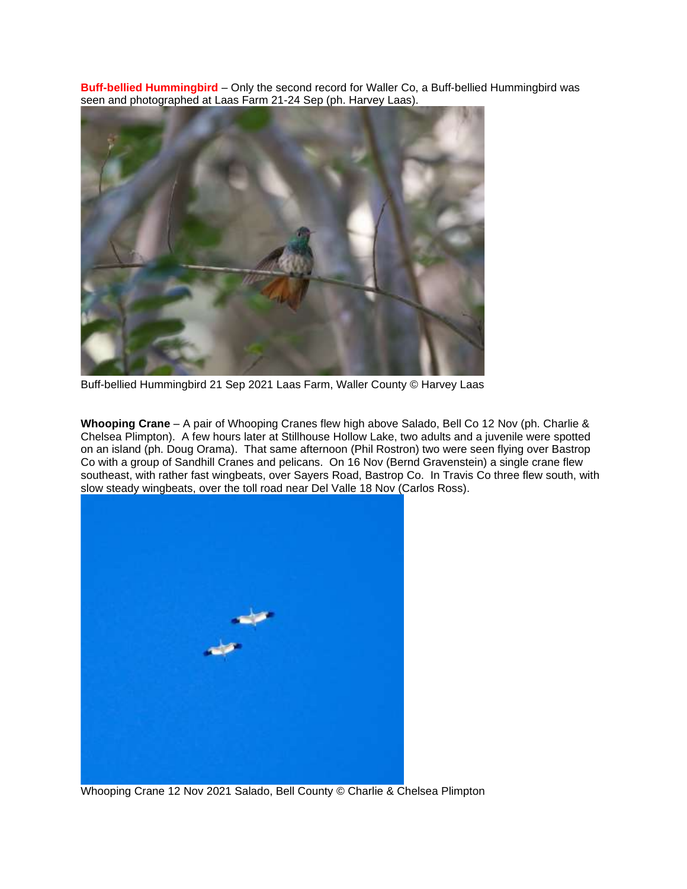**Buff-bellied Hummingbird** – Only the second record for Waller Co, a Buff-bellied Hummingbird was seen and photographed at Laas Farm 21-24 Sep (ph. Harvey Laas).

Buff-bellied Hummingbird 21 Sep 2021 Laas Farm, Waller County © Harvey Laas

**Whooping Crane** – A pair of Whooping Cranes flew high above Salado, Bell Co 12 Nov (ph. Charlie & Chelsea Plimpton). A few hours later at Stillhouse Hollow Lake, two adults and a juvenile were spotted on an island (ph. Doug Orama). That same afternoon (Phil Rostron) two were seen flying over Bastrop Co with a group of Sandhill Cranes and pelicans. On 16 Nov (Bernd Gravenstein) a single crane flew southeast, with rather fast wingbeats, over Sayers Road, Bastrop Co. In Travis Co three flew south, with slow steady wingbeats, over the toll road near Del Valle 18 Nov (Carlos Ross).

Whooping Crane 12 Nov 2021 Salado, Bell County © Charlie & Chelsea Plimpton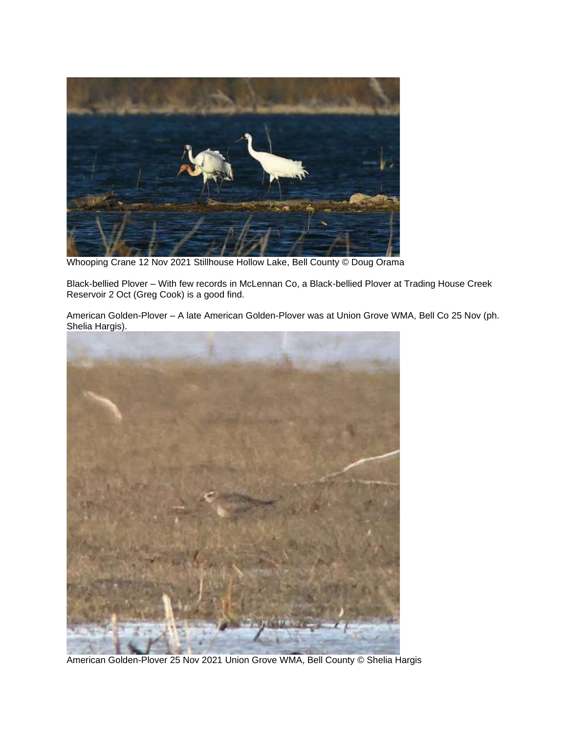Whooping Crane 12 Nov 2021 Stillhouse Hollow Lake, Bell County © Doug Orama

Black-bellied Plover – With few records in McLennan Co, a Black-bellied Plover at Trading House Creek Reservoir 2 Oct (Greg Cook) is a good find.

American Golden-Plover – A late American Golden-Plover was at Union Grove WMA, Bell Co 25 Nov (ph. Shelia Hargis).

American Golden-Plover 25 Nov 2021 Union Grove WMA, Bell County © Shelia Hargis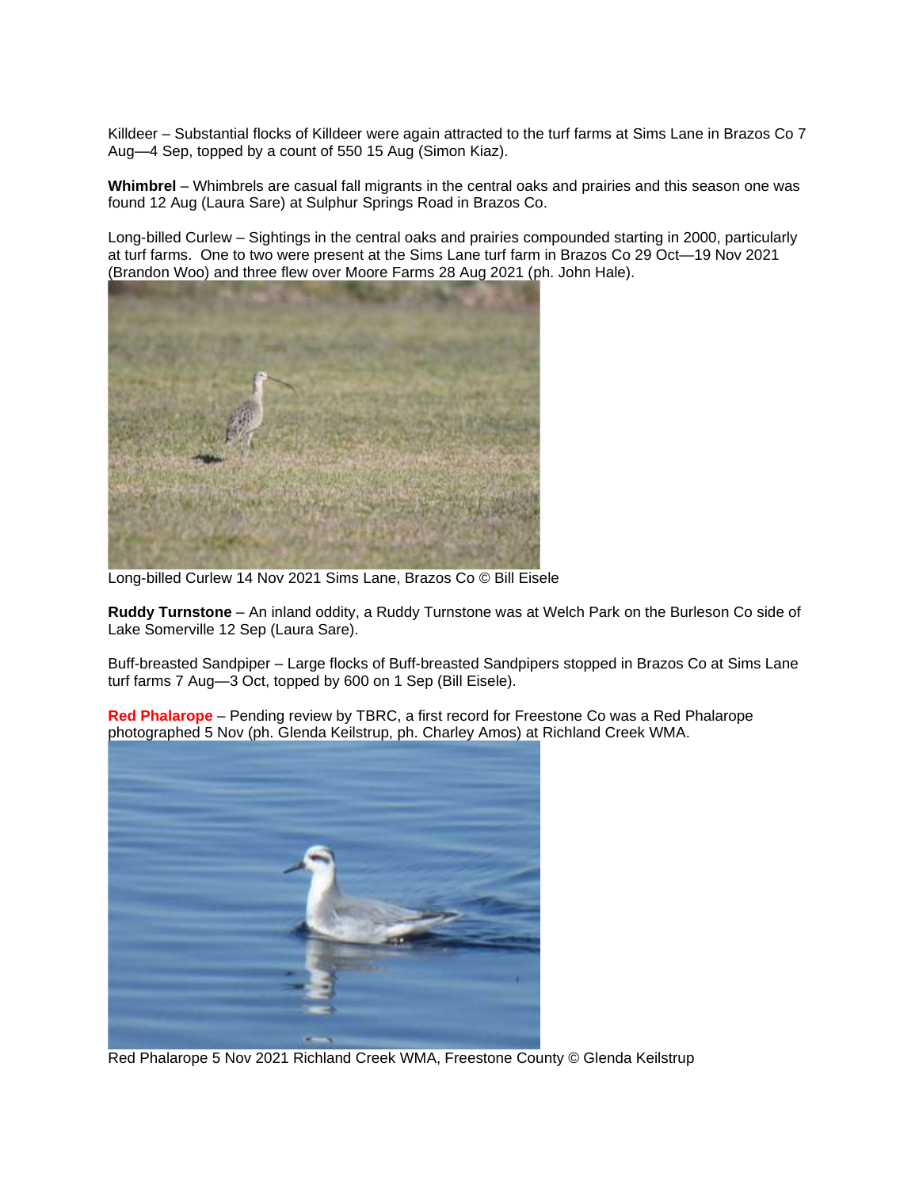Killdeer – Substantial flocks of Killdeer were again attracted to the turf farms at Sims Lane in Brazos Co 7 Aug—4 Sep, topped by a count of 550 15 Aug (Simon Kiaz).

**Whimbrel** – Whimbrels are casual fall migrants in the central oaks and prairies and this season one was found 12 Aug (Laura Sare) at Sulphur Springs Road in Brazos Co.

Long-billed Curlew – Sightings in the central oaks and prairies compounded starting in 2000, particularly at turf farms. One to two were present at the Sims Lane turf farm in Brazos Co 29 Oct—19 Nov 2021 (Brandon Woo) and three flew over Moore Farms 28 Aug 2021 (ph. John Hale).

Long-billed Curlew 14 Nov 2021 Sims Lane, Brazos Co © Bill Eisele

**Ruddy Turnstone** – An inland oddity, a Ruddy Turnstone was at Welch Park on the Burleson Co side of Lake Somerville 12 Sep (Laura Sare).

Buff-breasted Sandpiper – Large flocks of Buff-breasted Sandpipers stopped in Brazos Co at Sims Lane turf farms 7 Aug—3 Oct, topped by 600 on 1 Sep (Bill Eisele).

**Red Phalarope** – Pending review by TBRC, a first record for Freestone Co was a Red Phalarope photographed 5 Nov (ph. Glenda Keilstrup, ph. Charley Amos) at Richland Creek WMA.

Red Phalarope 5 Nov 2021 Richland Creek WMA, Freestone County © Glenda Keilstrup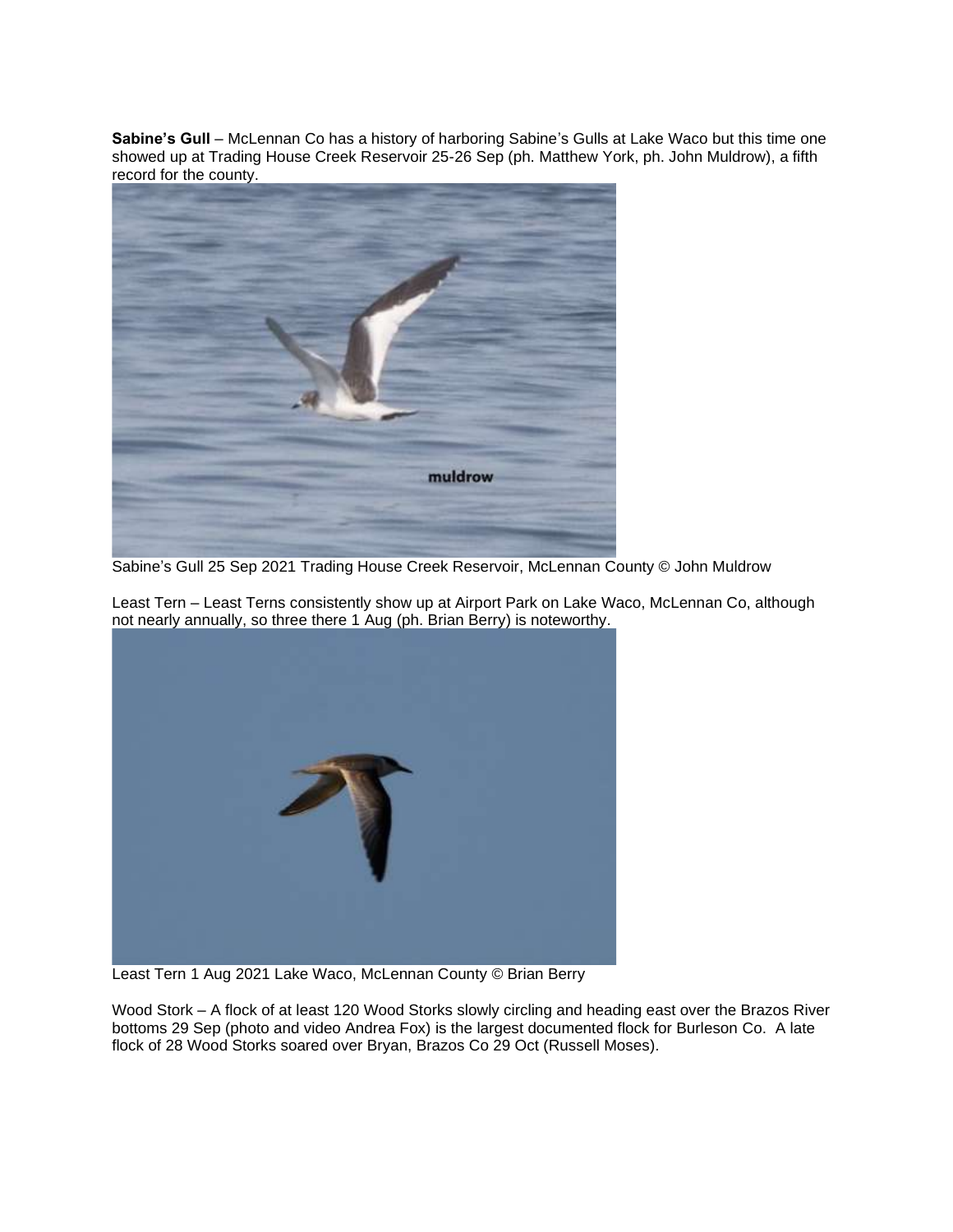**Sabine's Gull** – McLennan Co has a history of harboring Sabine's Gulls at Lake Waco but this time one showed up at Trading House Creek Reservoir 25-26 Sep (ph. Matthew York, ph. John Muldrow), a fifth record for the county.

Sabine's Gull 25 Sep 2021 Trading House Creek Reservoir, McLennan County © John Muldrow

Least Tern – Least Terns consistently show up at Airport Park on Lake Waco, McLennan Co, although not nearly annually, so three there 1 Aug (ph. Brian Berry) is noteworthy.

Least Tern 1 Aug 2021 Lake Waco, McLennan County © Brian Berry

Wood Stork – A flock of at least 120 Wood Storks slowly circling and heading east over the Brazos River bottoms 29 Sep (photo and video Andrea Fox) is the largest documented flock for Burleson Co. A late flock of 28 Wood Storks soared over Bryan, Brazos Co 29 Oct (Russell Moses).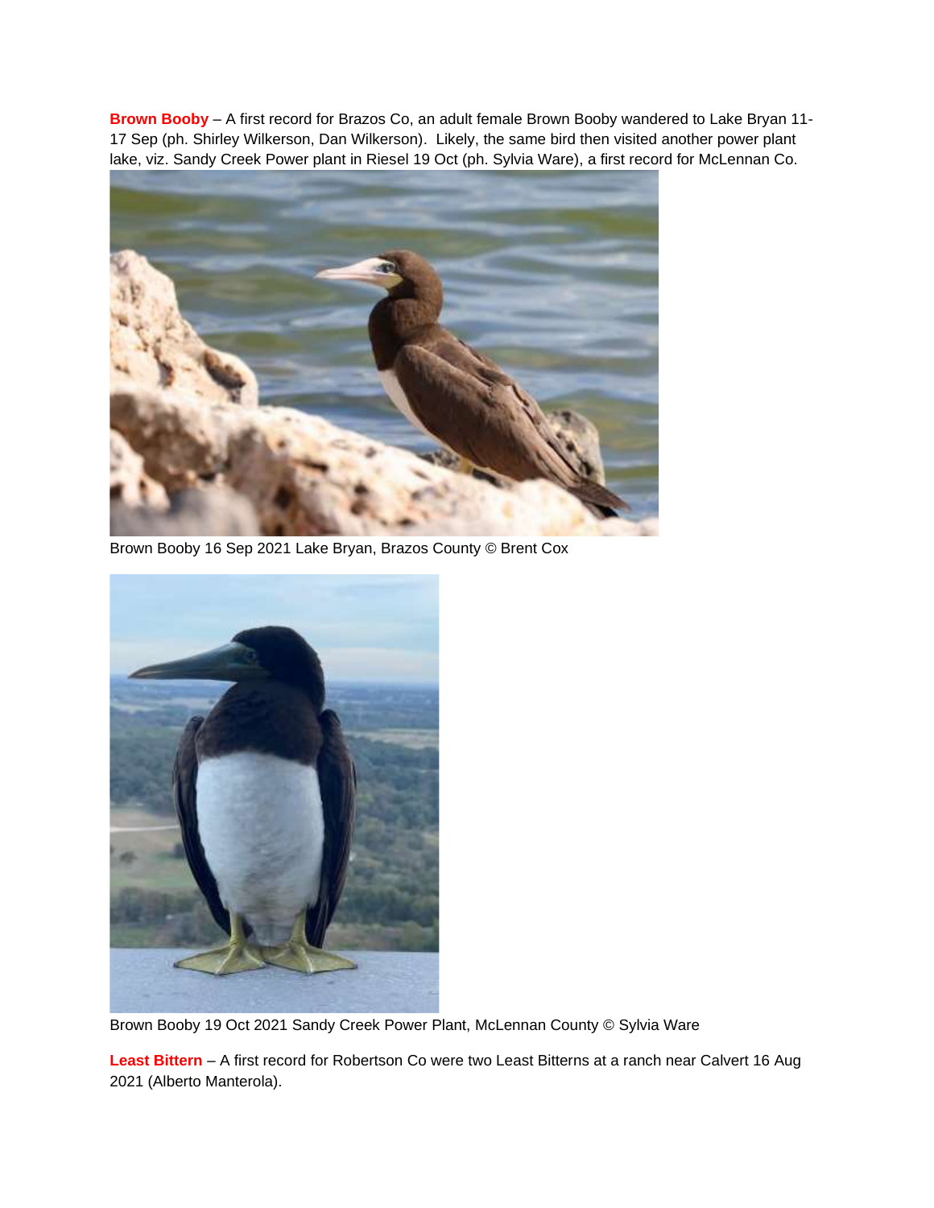**Brown Booby** – A first record for Brazos Co, an adult female Brown Booby wandered to Lake Bryan 11-17 Sep (ph. Shirley Wilkerson, Dan Wilkerson). Likely, the same bird then visited another power plant lake, viz. Sandy Creek Power plant in Riesel 19 Oct (ph. Sylvia Ware), a first record for McLennan Co.

Brown Booby 16 Sep 2021 Lake Bryan, Brazos County © Brent Cox

Brown Booby 19 Oct 2021 Sandy Creek Power Plant, McLennan County © Sylvia Ware

**Least Bittern** – A first record for Robertson Co were two Least Bitterns at a ranch near Calvert 16 Aug 2021 (Alberto Manterola).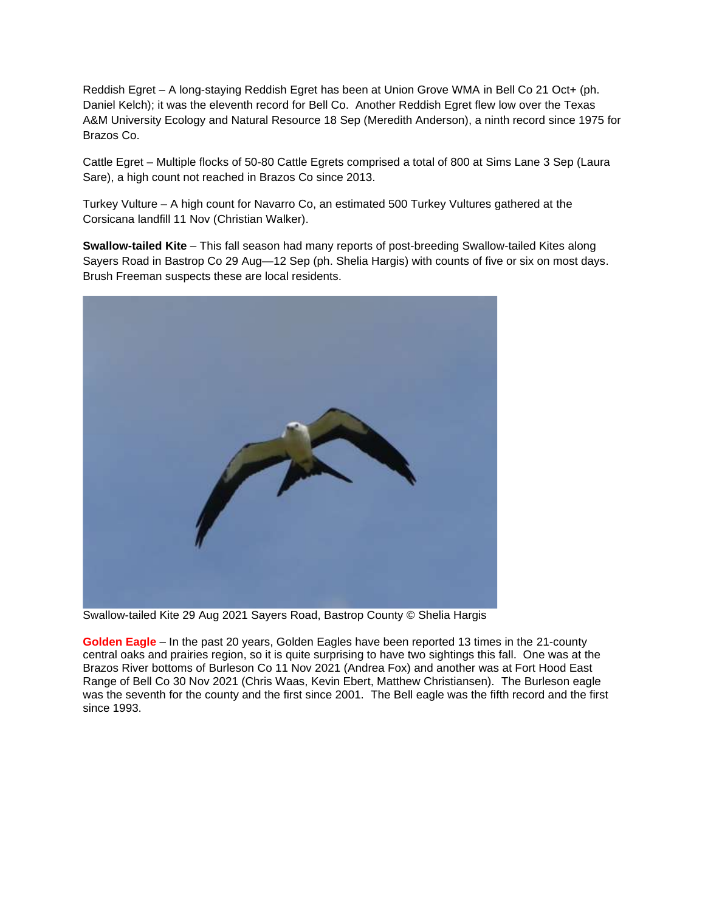Reddish Egret – A long-staying Reddish Egret has been at Union Grove WMA in Bell Co 21 Oct+ (ph. Daniel Kelch); it was the eleventh record for Bell Co. Another Reddish Egret flew low over the Texas A&M University Ecology and Natural Resource 18 Sep (Meredith Anderson), a ninth record since 1975 for Brazos Co.

Cattle Egret – Multiple flocks of 50-80 Cattle Egrets comprised a total of 800 at Sims Lane 3 Sep (Laura Sare), a high count not reached in Brazos Co since 2013.

Turkey Vulture – A high count for Navarro Co, an estimated 500 Turkey Vultures gathered at the Corsicana landfill 11 Nov (Christian Walker).

**Swallow-tailed Kite** – This fall season had many reports of post-breeding Swallow-tailed Kites along Sayers Road in Bastrop Co 29 Aug—12 Sep (ph. Shelia Hargis) with counts of five or six on most days. Brush Freeman suspects these are local residents.

Swallow-tailed Kite 29 Aug 2021 Sayers Road, Bastrop County © Shelia Hargis

**Golden Eagle** – In the past 20 years, Golden Eagles have been reported 13 times in the 21-county central oaks and prairies region, so it is quite surprising to have two sightings this fall. One was at the Brazos River bottoms of Burleson Co 11 Nov 2021 (Andrea Fox) and another was at Fort Hood East Range of Bell Co 30 Nov 2021 (Chris Waas, Kevin Ebert, Matthew Christiansen). The Burleson eagle was the seventh for the county and the first since 2001. The Bell eagle was the fifth record and the first since 1993.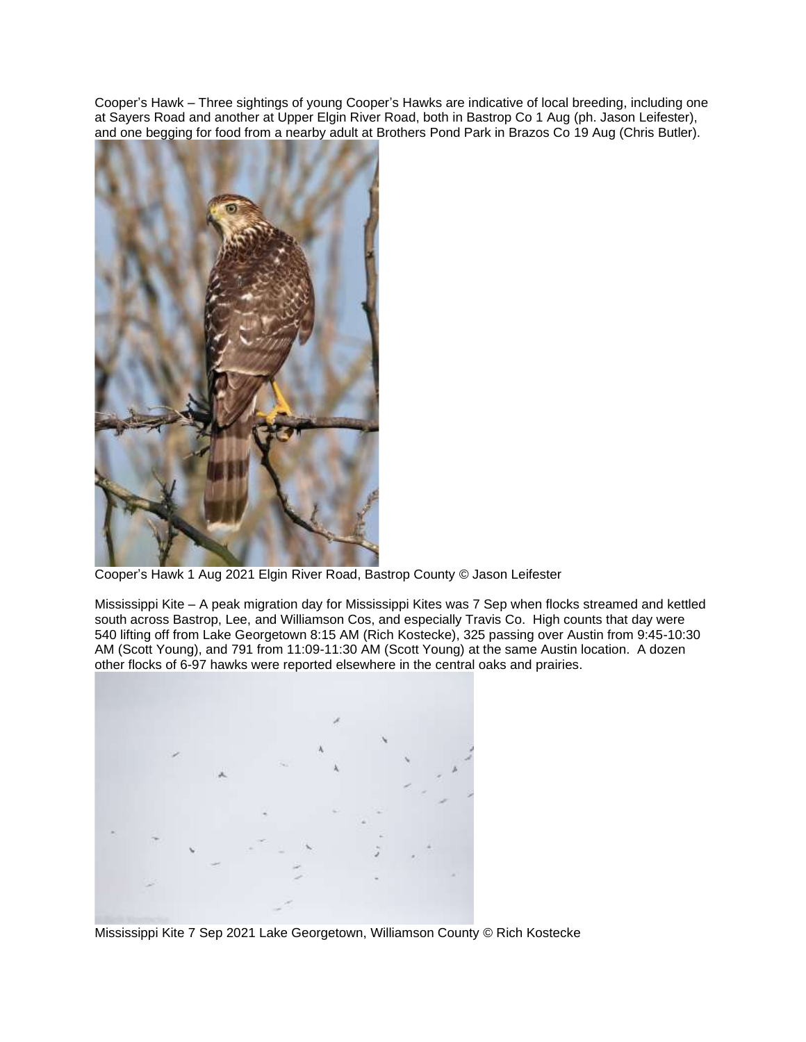Cooper's Hawk – Three sightings of young Cooper's Hawks are indicative of local breeding, including one at Sayers Road and another at Upper Elgin River Road, both in Bastrop Co 1 Aug (ph. Jason Leifester), and one begging for food from a nearby adult at Brothers Pond Park in Brazos Co 19 Aug (Chris Butler).

Cooper's Hawk 1 Aug 2021 Elgin River Road, Bastrop County © Jason Leifester

Mississippi Kite – A peak migration day for Mississippi Kites was 7 Sep when flocks streamed and kettled south across Bastrop, Lee, and Williamson Cos, and especially Travis Co. High counts that day were 540 lifting off from Lake Georgetown 8:15 AM (Rich Kostecke), 325 passing over Austin from 9:45-10:30 AM (Scott Young), and 791 from 11:09-11:30 AM (Scott Young) at the same Austin location. A dozen other flocks of 6-97 hawks were reported elsewhere in the central oaks and prairies.

Mississippi Kite 7 Sep 2021 Lake Georgetown, Williamson County © Rich Kostecke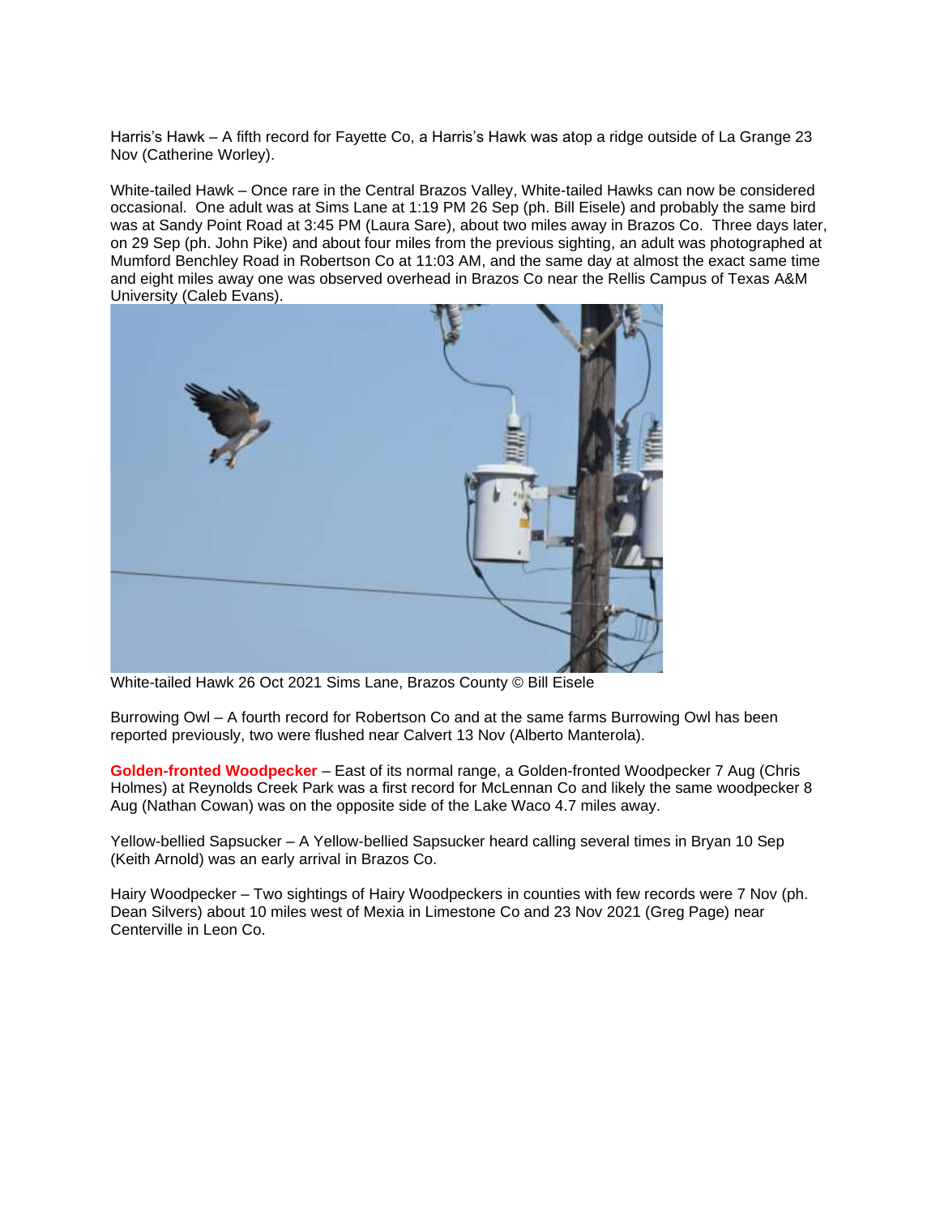Harris's Hawk – A fifth record for Fayette Co, a Harris's Hawk was atop a ridge outside of La Grange 23 Nov (Catherine Worley).

White-tailed Hawk – Once rare in the Central Brazos Valley, White-tailed Hawks can now be considered occasional. One adult was at Sims Lane at 1:19 PM 26 Sep (ph. Bill Eisele) and probably the same bird was at Sandy Point Road at 3:45 PM (Laura Sare), about two miles away in Brazos Co. Three days later, on 29 Sep (ph. John Pike) and about four miles from the previous sighting, an adult was photographed at Mumford Benchley Road in Robertson Co at 11:03 AM, and the same day at almost the exact same time and eight miles away one was observed overhead in Brazos Co near the Rellis Campus of Texas A&M University (Caleb Evans).

White-tailed Hawk 26 Oct 2021 Sims Lane, Brazos County © Bill Eisele

Burrowing Owl – A fourth record for Robertson Co and at the same farms Burrowing Owl has been reported previously, two were flushed near Calvert 13 Nov (Alberto Manterola).

**Golden-fronted Woodpecker** – East of its normal range, a Golden-fronted Woodpecker 7 Aug (Chris Holmes) at Reynolds Creek Park was a first record for McLennan Co and likely the same woodpecker 8 Aug (Nathan Cowan) was on the opposite side of the Lake Waco 4.7 miles away.

Yellow-bellied Sapsucker – A Yellow-bellied Sapsucker heard calling several times in Bryan 10 Sep (Keith Arnold) was an early arrival in Brazos Co.

Hairy Woodpecker – Two sightings of Hairy Woodpeckers in counties with few records were 7 Nov (ph. Dean Silvers) about 10 miles west of Mexia in Limestone Co and 23 Nov 2021 (Greg Page) near Centerville in Leon Co.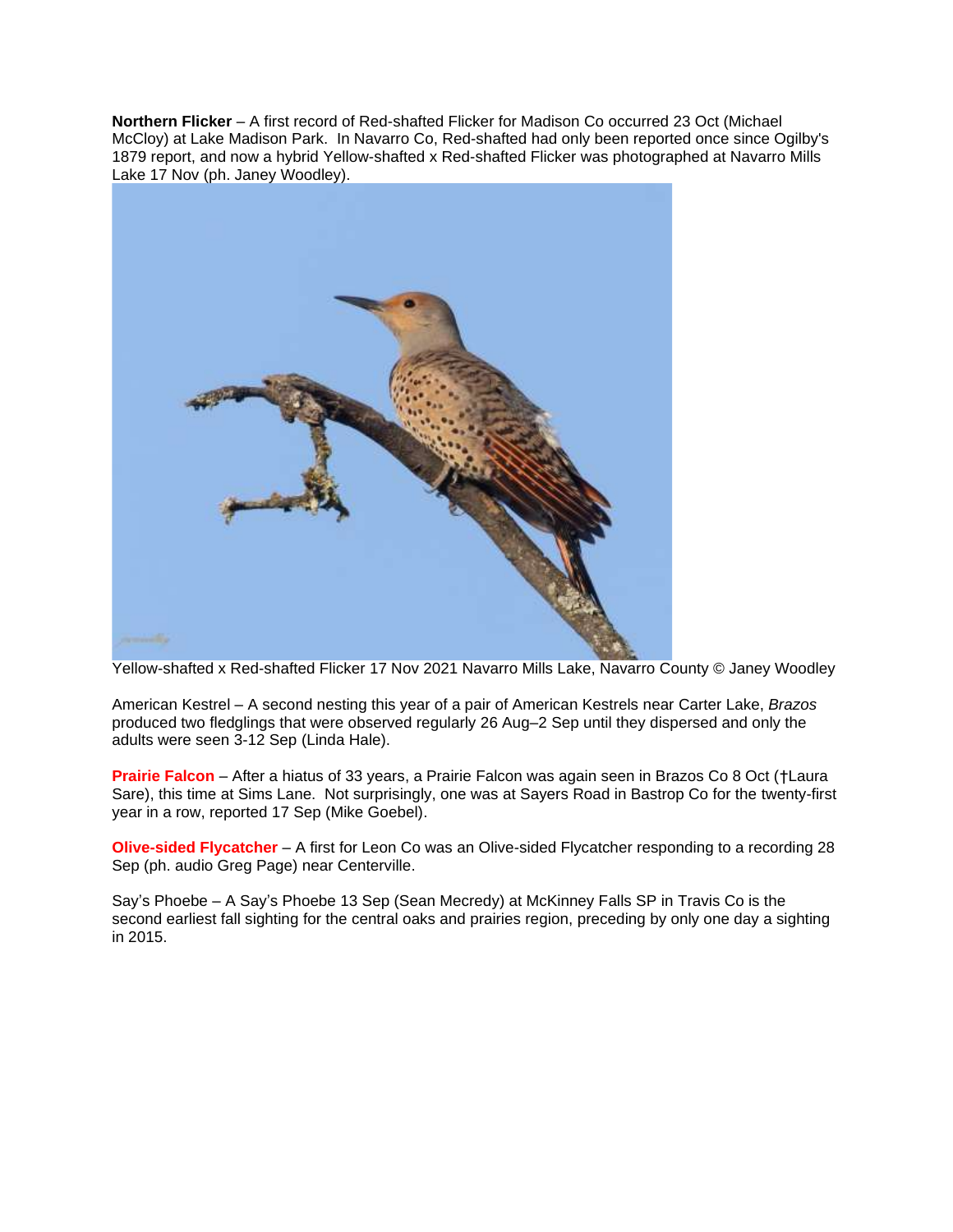**Northern Flicker** – A first record of Red-shafted Flicker for Madison Co occurred 23 Oct (Michael McCloy) at Lake Madison Park. In Navarro Co, Red-shafted had only been reported once since Ogilby's 1879 report, and now a hybrid Yellow-shafted x Red-shafted Flicker was photographed at Navarro Mills Lake 17 Nov (ph. Janey Woodley).

Yellow-shafted x Red-shafted Flicker 17 Nov 2021 Navarro Mills Lake, Navarro County © Janey Woodley

American Kestrel – A second nesting this year of a pair of American Kestrels near Carter Lake, *Brazos* produced two fledglings that were observed regularly 26 Aug–2 Sep until they dispersed and only the adults were seen 3-12 Sep (Linda Hale).

**Prairie Falcon** – After a hiatus of 33 years, a Prairie Falcon was again seen in Brazos Co 8 Oct (†Laura Sare), this time at Sims Lane. Not surprisingly, one was at Sayers Road in Bastrop Co for the twenty-first year in a row, reported 17 Sep (Mike Goebel).

**Olive-sided Flycatcher** – A first for Leon Co was an Olive-sided Flycatcher responding to a recording 28 Sep (ph. audio Greg Page) near Centerville.

Say's Phoebe – A Say's Phoebe 13 Sep (Sean Mecredy) at McKinney Falls SP in Travis Co is the second earliest fall sighting for the central oaks and prairies region, preceding by only one day a sighting in 2015.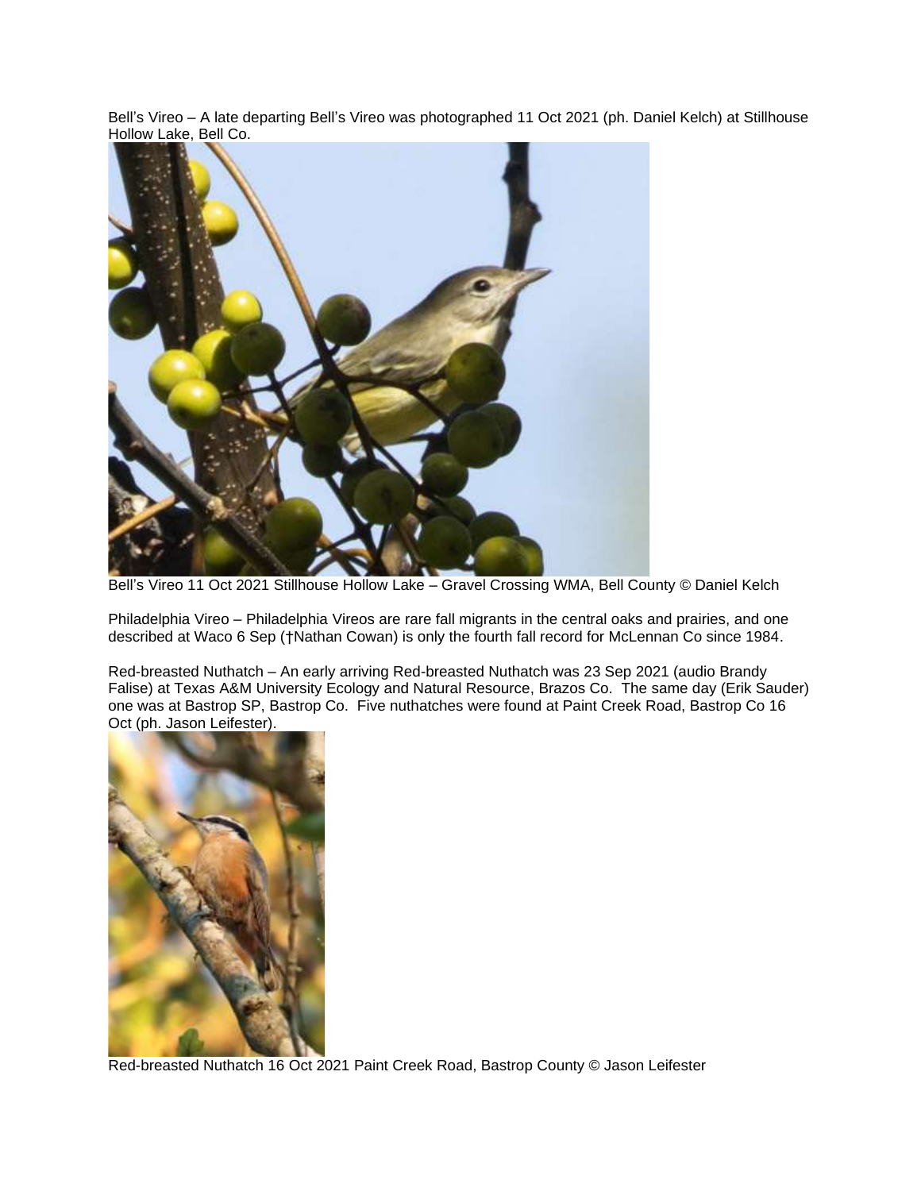Bell's Vireo – A late departing Bell's Vireo was photographed 11 Oct 2021 (ph. Daniel Kelch) at Stillhouse Hollow Lake, Bell Co.

Bell's Vireo 11 Oct 2021 Stillhouse Hollow Lake – Gravel Crossing WMA, Bell County © Daniel Kelch

Philadelphia Vireo – Philadelphia Vireos are rare fall migrants in the central oaks and prairies, and one described at Waco 6 Sep (†Nathan Cowan) is only the fourth fall record for McLennan Co since 1984.

Red-breasted Nuthatch – An early arriving Red-breasted Nuthatch was 23 Sep 2021 (audio Brandy False) at Texas A&M University Ecology and Natural Resource, Brazos Co. The same day (Erik Sauder) one was at Bastrop SP, Bastrop Co. Five nuthatches were found at Paint Creek Road, Bastrop Co 16 Oct (ph. Jason Leifester).

Red-breasted Nuthatch 16 Oct 2021 Paint Creek Road, Bastrop County © Jason Leifester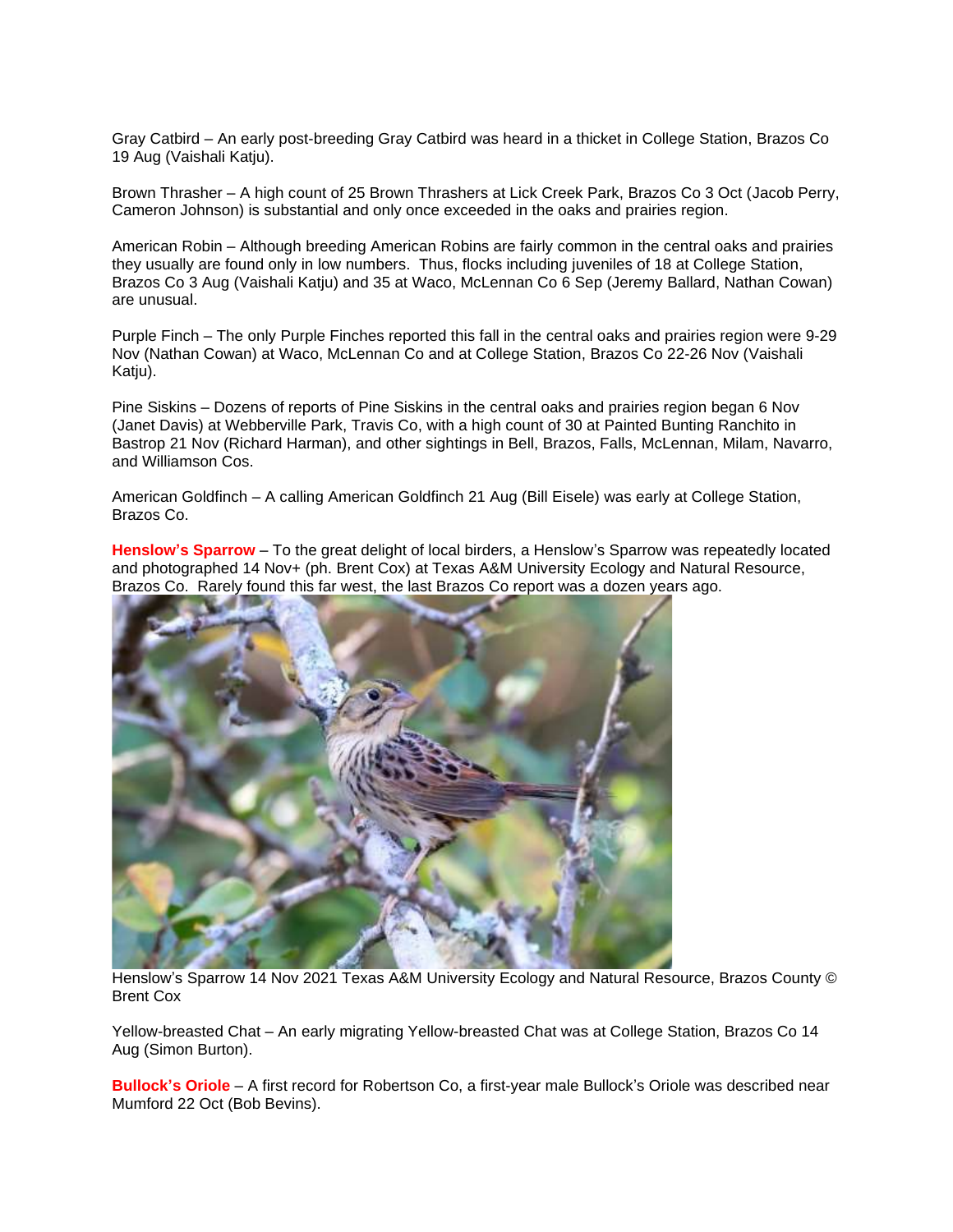Gray Catbird – An early post-breeding Gray Catbird was heard in a thicket in College Station, Brazos Co 19 Aug (Vaishali Katju).

Brown Thrasher – A high count of 25 Brown Thrashers at Lick Creek Park, Brazos Co 3 Oct (Jacob Perry, Cameron Johnson) is substantial and only once exceeded in the oaks and prairies region.

American Robin – Although breeding American Robins are fairly common in the central oaks and prairies they usually are found only in low numbers. Thus, flocks including juveniles of 18 at College Station, Brazos Co 3 Aug (Vaishali Katju) and 35 at Waco, McLennan Co 6 Sep (Jeremy Ballard, Nathan Cowan) are unusual.

Purple Finch – The only Purple Finches reported this fall in the central oaks and prairies region were 9-29 Nov (Nathan Cowan) at Waco, McLennan Co and at College Station, Brazos Co 22-26 Nov (Vaishali Katju).

Pine Siskins – Dozens of reports of Pine Siskins in the central oaks and prairies region began 6 Nov (Janet Davis) at Webberville Park, Travis Co, with a high count of 30 at Painted Bunting Ranchito in Bastrop 21 Nov (Richard Harman), and other sightings in Bell, Brazos, Falls, McLennan, Milam, Navarro, and Williamson Cos.

American Goldfinch – A calling American Goldfinch 21 Aug (Bill Eisele) was early at College Station, Brazos Co.

**Henslow's Sparrow** – To the great delight of local birders, a Henslow's Sparrow was repeatedly located and photographed 14 Nov+ (ph. Brent Cox) at Texas A&M University Ecology and Natural Resource, Brazos Co. Rarely found this far west, the last Brazos Co report was a dozen years ago.

Henslow's Sparrow 14 Nov 2021 Texas A&M University Ecology and Natural Resource, Brazos County © Brent Cox

Yellow-breasted Chat – An early migrating Yellow-breasted Chat was at College Station, Brazos Co 14 Aug (Simon Burton).

**Bullock's Oriole** – A first record for Robertson Co, a first-year male Bullock's Oriole was described near Mumford 22 Oct (Bob Bevins).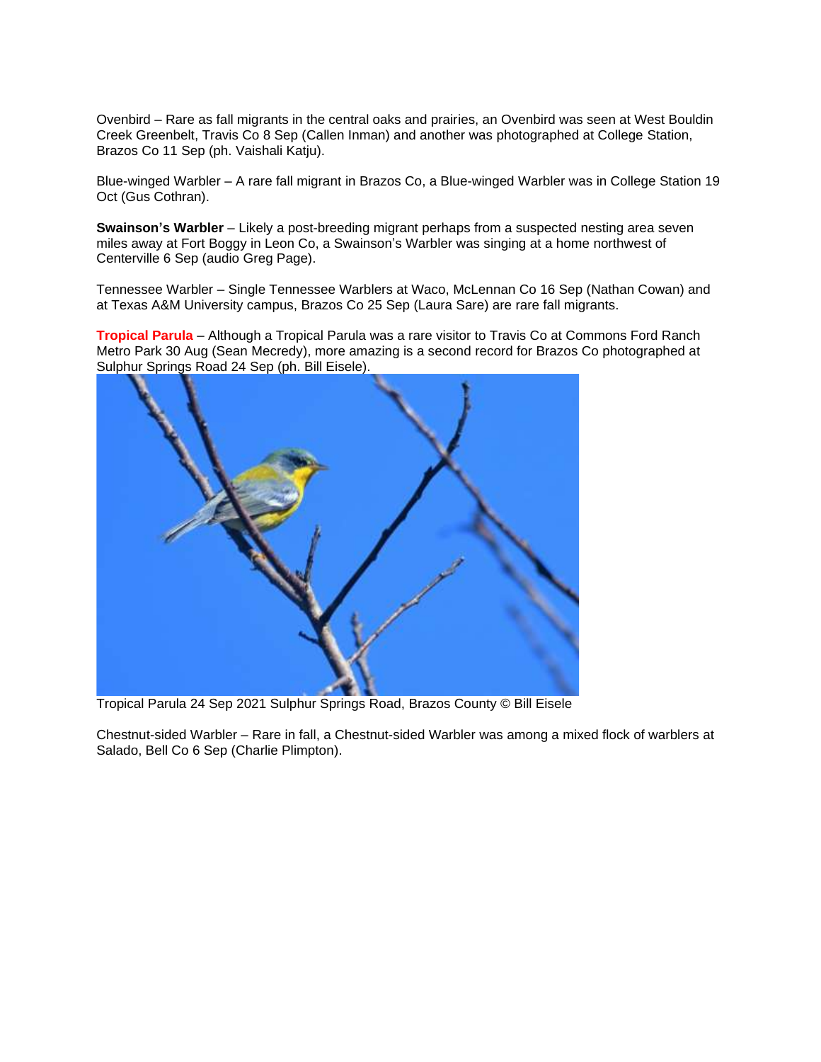Ovenbird – Rare as fall migrants in the central oaks and prairies, an Ovenbird was seen at West Bouldin Creek Greenbelt, Travis Co 8 Sep (Callen Inman) and another was photographed at College Station, Brazos Co 11 Sep (ph. Vaishali Katju).

Blue-winged Warbler – A rare fall migrant in Brazos Co, a Blue-winged Warbler was in College Station 19 Oct (Gus Cothran).

**Swainson's Warbler** – Likely a post-breeding migrant perhaps from a suspected nesting area seven miles away at Fort Boggy in Leon Co, a Swainson's Warbler was singing at a home northwest of Centerville 6 Sep (audio Greg Page).

Tennessee Warbler – Single Tennessee Warblers at Waco, McLennan Co 16 Sep (Nathan Cowan) and at Texas A&M University campus, Brazos Co 25 Sep (Laura Sare) are rare fall migrants.

**Tropical Parula** – Although a Tropical Parula was a rare visitor to Travis Co at Commons Ford Ranch Metro Park 30 Aug (Sean Mecredy), more amazing is a second record for Brazos Co photographed at Sulphur Springs Road 24 Sep (ph. Bill Eisele).

Tropical Parula 24 Sep 2021 Sulphur Springs Road, Brazos County © Bill Eisele

Chestnut-sided Warbler – Rare in fall, a Chestnut-sided Warbler was among a mixed flock of warblers at Salado, Bell Co 6 Sep (Charlie Plimpton).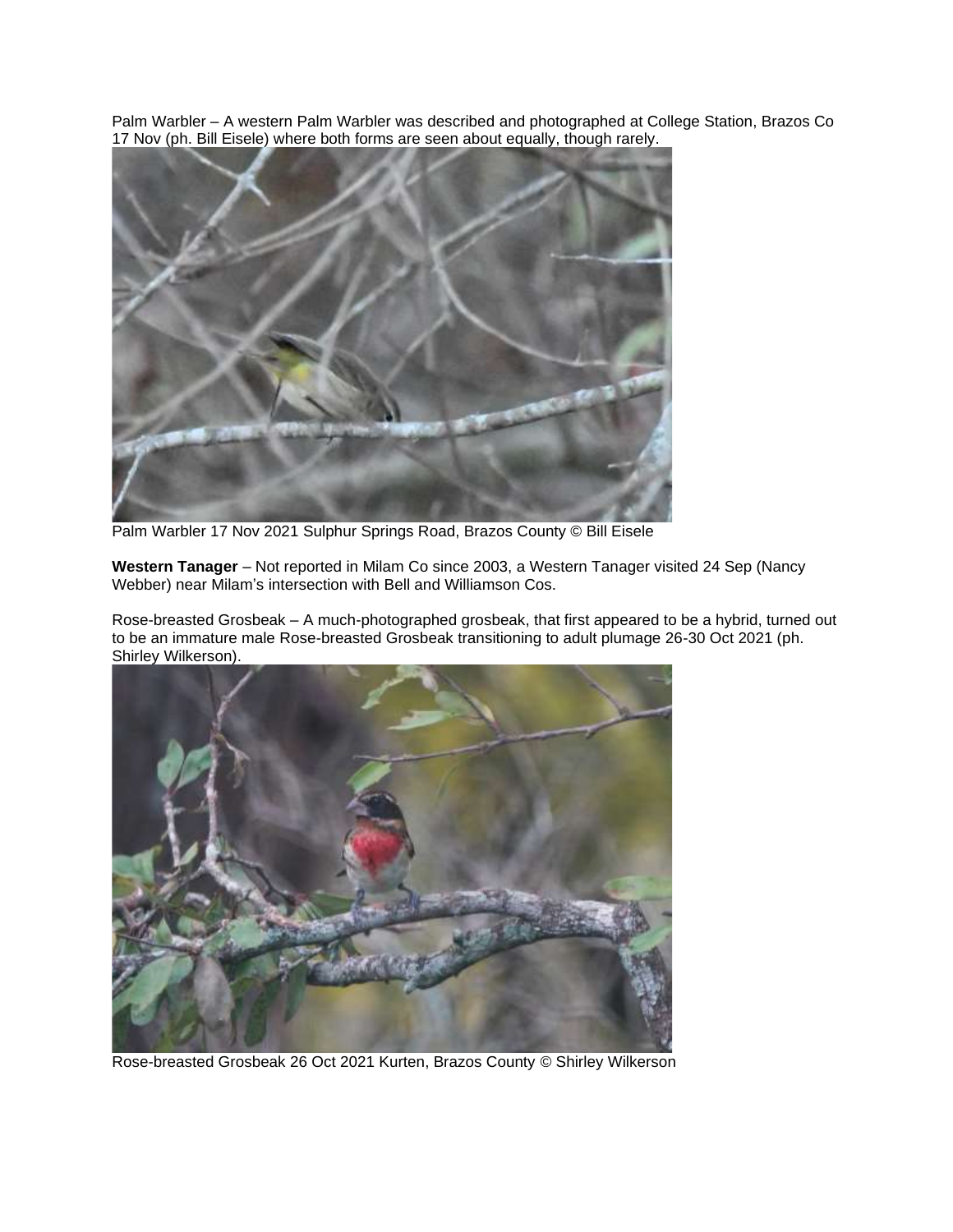Palm Warbler – A western Palm Warbler was described and photographed at College Station, Brazos Co 17 Nov (ph. Bill Eisele) where both forms are seen about equally, though rarely.

Palm Warbler 17 Nov 2021 Sulphur Springs Road, Brazos County © Bill Eisele

**Western Tanager** – Not reported in Milam Co since 2003, a Western Tanager visited 24 Sep (Nancy Webber) near Milam's intersection with Bell and Williamson Cos.

Rose-breasted Grosbeak – A much-photographed grosbeak, that first appeared to be a hybrid, turned out to be an immature male Rose-breasted Grosbeak transitioning to adult plumage 26-30 Oct 2021 (ph. Shirley Wilkerson).

Rose-breasted Grosbeak 26 Oct 2021 Kurten, Brazos County © Shirley Wilkerson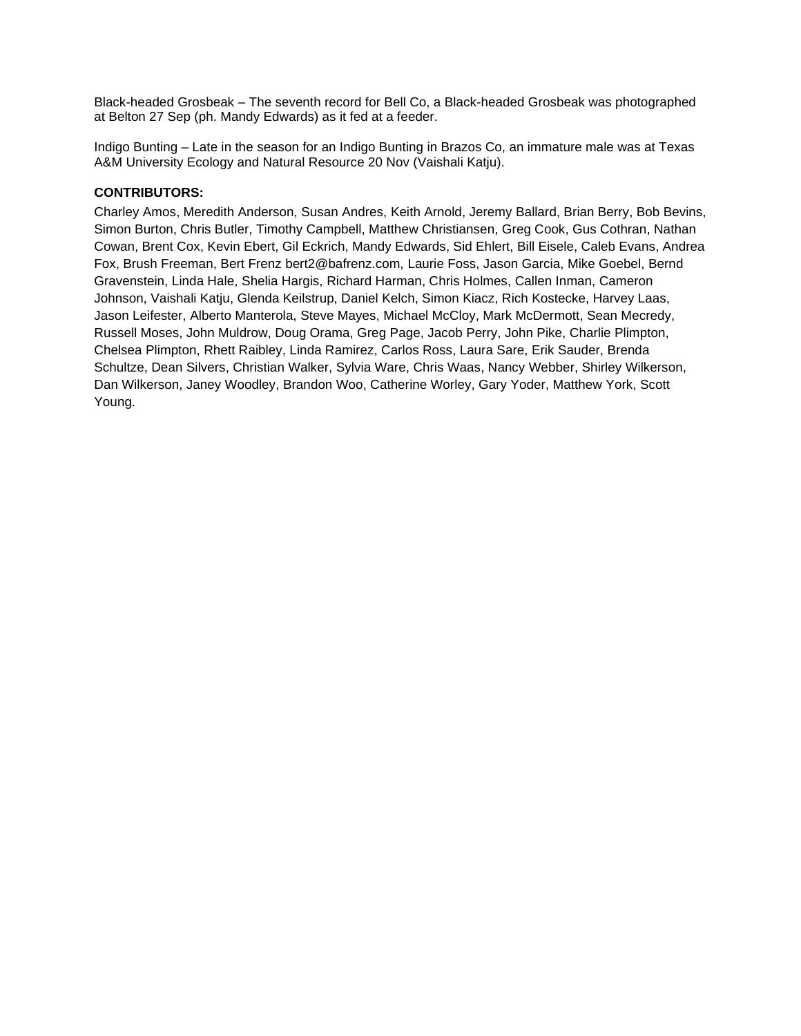Black-headed Grosbeak – The seventh record for Bell Co, a Black-headed Grosbeak was photographed at Belton 27 Sep (ph. Mandy Edwards) as it fed at a feeder.

Indigo Bunting – Late in the season for an Indigo Bunting in Brazos Co, an immature male was at Texas A&M University Ecology and Natural Resource 20 Nov (Vaishali Katju).

**CONTRIBUTORS:**

Charley Amos, Meredith Anderson, Susan Andres, Keith Arnold, Jeremy Ballard, Brian Berry, Bob Bevins, Simon Burton, Chris Butler, Timothy Campbell, Matthew Christiansen, Greg Cook, Gus Cothran, Nathan Cowan, Brent Cox, Kevin Ebert, Gil Eckrich, Mandy Edwards, Sid Ehlert, Bill Eisele, Caleb Evans, Andrea Fox, Brush Freeman, Bert Frenz bert2@bafrenz.com, Laurie Foss, Jason Garcia, Mike Goebel, Bernd Gravenstein, Linda Hale, Shelia Hargis, Richard Harman, Chris Holmes, Callen Inman, Cameron Johnson, Vaishali Katju, Glenda Keilstrup, Daniel Kelch, Simon Kiacz, Rich Kostecke, Harvey Laas, Jason Leifester, Alberto Manterola, Steve Mayes, Michael McCloy, Mark McDermott, Sean Mecredy, Russell Moses, John Muldrow, Doug Orama, Greg Page, Jacob Perry, John Pike, Charlie Plimpton, Chelsea Plimpton, Rhett Raibley, Linda Ramirez, Carlos Ross, Laura Sare, Erik Sauder, Brenda Schultze, Dean Silvers, Christian Walker, Sylvia Ware, Chris Waas, Nancy Webber, Shirley Wilkerson, Dan Wilkerson, Janey Woodley, Brandon Woo, Catherine Worley, Gary Yoder, Matthew York, Scott Young.